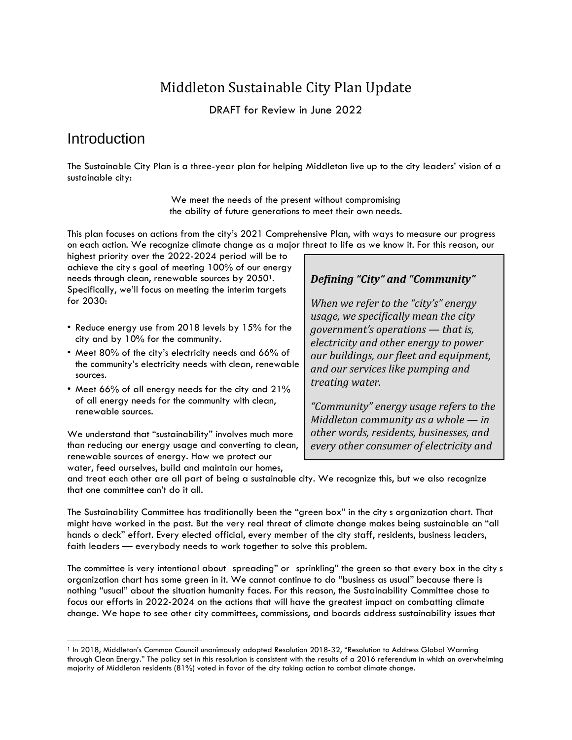# Middleton Sustainable City Plan Update

DRAFT for Review in June 2022

## Introduction

The Sustainable City Plan is a three-year plan for helping Middleton live up to the city leaders' vision of a sustainable city:

> We meet the needs of the present without compromising the ability of future generations to meet their own needs.

This plan focuses on actions from the city's 2021 Comprehensive Plan, with ways to measure our progress on each action. We recognize climate change as a major threat to life as we know it. For this reason, our highest priority over the 2022-2024 period will be to achieve the city s goal of meeting 100% of our energy needs through clean, renewable sources by 2050[1]. Specifically, we'll focus on meeting the interim targets for 2030:

- Reduce energy use from 2018 levels by 15% for the city and by 10% for the community.
- Meet 80% of the city's electricity needs and 66% of the community's electricity needs with clean, renewable sources.
- Meet 66% of all energy needs for the city and 21% of all energy needs for the community with clean, renewable sources.

> ***Defining "City" and "Community"***
>
> *When we refer to the "city's" energy usage, we specifically mean the city government's operations — that is, electricity and other energy to power our buildings, our fleet and equipment, and our services like pumping and treating water.*
>
> *"Community" energy usage refers to the Middleton community as a whole — in other words, residents, businesses, and every other consumer of electricity and*

We understand that "sustainability" involves much more than reducing our energy usage and converting to clean, renewable sources of energy. How we protect our water, feed ourselves, build and maintain our homes, and treat each other are all part of being a sustainable city. We recognize this, but we also recognize that one committee can't do it all.

The Sustainability Committee has traditionally been the "green box" in the city s organization chart. That might have worked in the past. But the very real threat of climate change makes being sustainable an "all hands o deck" effort. Every elected official, every member of the city staff, residents, business leaders, faith leaders — everybody needs to work together to solve this problem.

The committee is very intentional about spreading" or sprinkling" the green so that every box in the city s organization chart has some green in it. We cannot continue to do "business as usual" because there is nothing "usual" about the situation humanity faces. For this reason, the Sustainability Committee chose to focus our efforts in 2022-2024 on the actions that will have the greatest impact on combatting climate change. We hope to see other city committees, commissions, and boards address sustainability issues that

---

[1] In 2018, Middleton's Common Council unanimously adopted Resolution 2018-32, "Resolution to Address Global Warming through Clean Energy." The policy set in this resolution is consistent with the results of a 2016 referendum in which an overwhelming majority of Middleton residents (81%) voted in favor of the city taking action to combat climate change.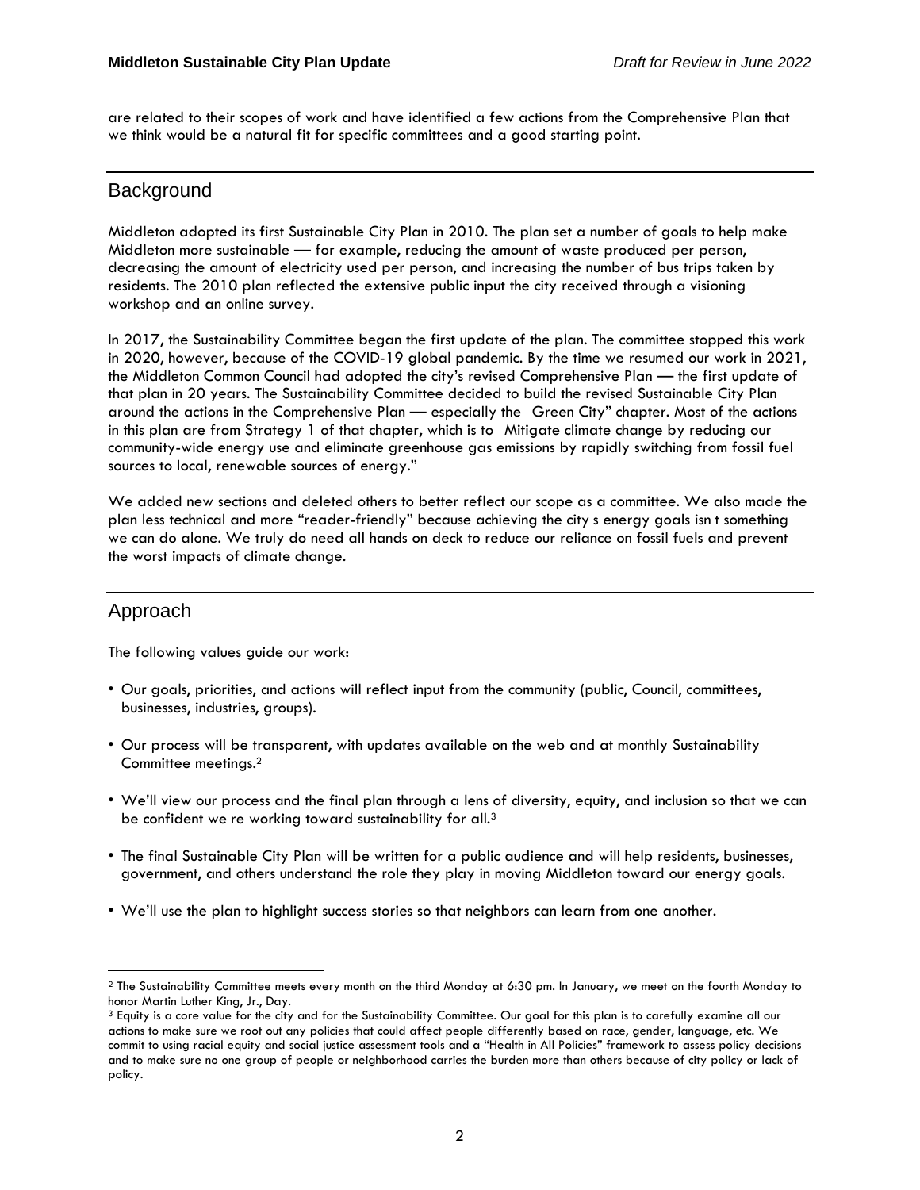are related to their scopes of work and have identified a few actions from the Comprehensive Plan that we think would be a natural fit for specific committees and a good starting point.

## Background

Middleton adopted its first Sustainable City Plan in 2010. The plan set a number of goals to help make Middleton more sustainable — for example, reducing the amount of waste produced per person, decreasing the amount of electricity used per person, and increasing the number of bus trips taken by residents. The 2010 plan reflected the extensive public input the city received through a visioning workshop and an online survey.

In 2017, the Sustainability Committee began the first update of the plan. The committee stopped this work in 2020, however, because of the COVID-19 global pandemic. By the time we resumed our work in 2021, the Middleton Common Council had adopted the city's revised Comprehensive Plan — the first update of that plan in 20 years. The Sustainability Committee decided to build the revised Sustainable City Plan around the actions in the Comprehensive Plan — especially the  Green City" chapter. Most of the actions in this plan are from Strategy 1 of that chapter, which is to  Mitigate climate change by reducing our community-wide energy use and eliminate greenhouse gas emissions by rapidly switching from fossil fuel sources to local, renewable sources of energy."

We added new sections and deleted others to better reflect our scope as a committee. We also made the plan less technical and more "reader-friendly" because achieving the city s energy goals isn t something we can do alone. We truly do need all hands on deck to reduce our reliance on fossil fuels and prevent the worst impacts of climate change.

## Approach

The following values guide our work:

- Our goals, priorities, and actions will reflect input from the community (public, Council, committees, businesses, industries, groups).
- Our process will be transparent, with updates available on the web and at monthly Sustainability Committee meetings.[2]
- We'll view our process and the final plan through a lens of diversity, equity, and inclusion so that we can be confident we re working toward sustainability for all.[3]
- The final Sustainable City Plan will be written for a public audience and will help residents, businesses, government, and others understand the role they play in moving Middleton toward our energy goals.
- We'll use the plan to highlight success stories so that neighbors can learn from one another.

---

[2] The Sustainability Committee meets every month on the third Monday at 6:30 pm. In January, we meet on the fourth Monday to honor Martin Luther King, Jr., Day.

[3] Equity is a core value for the city and for the Sustainability Committee. Our goal for this plan is to carefully examine all our actions to make sure we root out any policies that could affect people differently based on race, gender, language, etc. We commit to using racial equity and social justice assessment tools and a "Health in All Policies" framework to assess policy decisions and to make sure no one group of people or neighborhood carries the burden more than others because of city policy or lack of policy.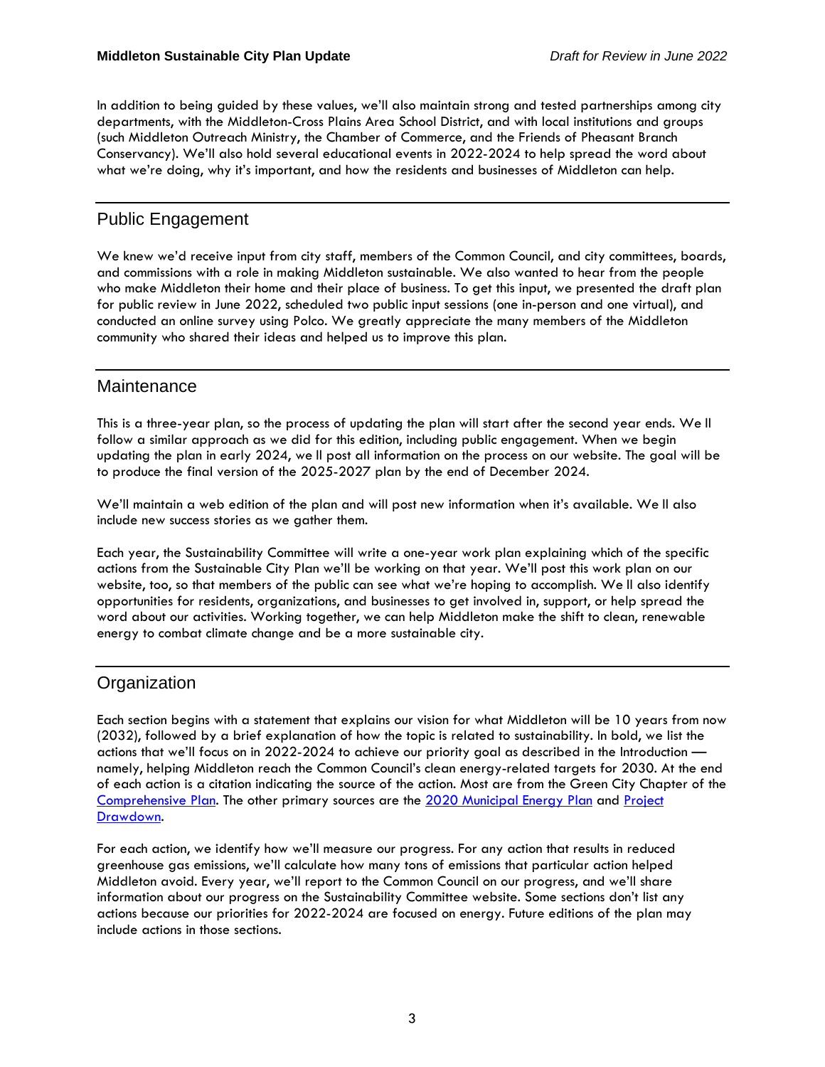In addition to being guided by these values, we'll also maintain strong and tested partnerships among city departments, with the Middleton-Cross Plains Area School District, and with local institutions and groups (such Middleton Outreach Ministry, the Chamber of Commerce, and the Friends of Pheasant Branch Conservancy). We'll also hold several educational events in 2022-2024 to help spread the word about what we're doing, why it's important, and how the residents and businesses of Middleton can help.

## Public Engagement

We knew we'd receive input from city staff, members of the Common Council, and city committees, boards, and commissions with a role in making Middleton sustainable. We also wanted to hear from the people who make Middleton their home and their place of business. To get this input, we presented the draft plan for public review in June 2022, scheduled two public input sessions (one in-person and one virtual), and conducted an online survey using Polco. We greatly appreciate the many members of the Middleton community who shared their ideas and helped us to improve this plan.

## Maintenance

This is a three-year plan, so the process of updating the plan will start after the second year ends. We ll follow a similar approach as we did for this edition, including public engagement. When we begin updating the plan in early 2024, we ll post all information on the process on our website. The goal will be to produce the final version of the 2025-2027 plan by the end of December 2024.

We'll maintain a web edition of the plan and will post new information when it's available. We ll also include new success stories as we gather them.

Each year, the Sustainability Committee will write a one-year work plan explaining which of the specific actions from the Sustainable City Plan we'll be working on that year. We'll post this work plan on our website, too, so that members of the public can see what we're hoping to accomplish. We ll also identify opportunities for residents, organizations, and businesses to get involved in, support, or help spread the word about our activities. Working together, we can help Middleton make the shift to clean, renewable energy to combat climate change and be a more sustainable city.

## Organization

Each section begins with a statement that explains our vision for what Middleton will be 10 years from now (2032), followed by a brief explanation of how the topic is related to sustainability. In bold, we list the actions that we'll focus on in 2022-2024 to achieve our priority goal as described in the Introduction — namely, helping Middleton reach the Common Council's clean energy-related targets for 2030. At the end of each action is a citation indicating the source of the action. Most are from the Green City Chapter of the Comprehensive Plan. The other primary sources are the 2020 Municipal Energy Plan and Project Drawdown.

For each action, we identify how we'll measure our progress. For any action that results in reduced greenhouse gas emissions, we'll calculate how many tons of emissions that particular action helped Middleton avoid. Every year, we'll report to the Common Council on our progress, and we'll share information about our progress on the Sustainability Committee website. Some sections don't list any actions because our priorities for 2022-2024 are focused on energy. Future editions of the plan may include actions in those sections.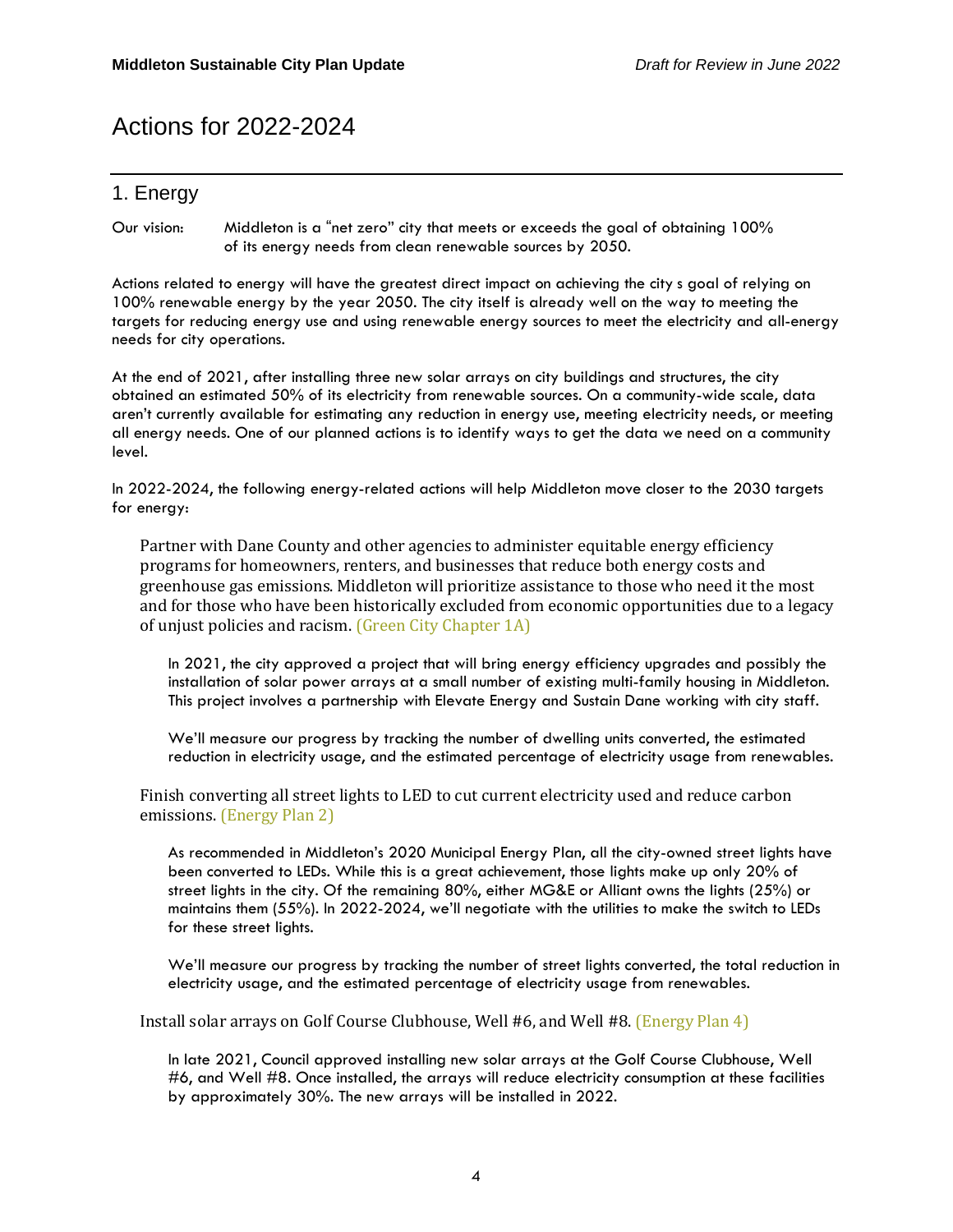# Actions for 2022-2024

## 1. Energy

Our vision: Middleton is a "net zero" city that meets or exceeds the goal of obtaining 100% of its energy needs from clean renewable sources by 2050.

Actions related to energy will have the greatest direct impact on achieving the city s goal of relying on 100% renewable energy by the year 2050. The city itself is already well on the way to meeting the targets for reducing energy use and using renewable energy sources to meet the electricity and all-energy needs for city operations.

At the end of 2021, after installing three new solar arrays on city buildings and structures, the city obtained an estimated 50% of its electricity from renewable sources. On a community-wide scale, data aren't currently available for estimating any reduction in energy use, meeting electricity needs, or meeting all energy needs. One of our planned actions is to identify ways to get the data we need on a community level.

In 2022-2024, the following energy-related actions will help Middleton move closer to the 2030 targets for energy:

Partner with Dane County and other agencies to administer equitable energy efficiency programs for homeowners, renters, and businesses that reduce both energy costs and greenhouse gas emissions. Middleton will prioritize assistance to those who need it the most and for those who have been historically excluded from economic opportunities due to a legacy of unjust policies and racism. (Green City Chapter 1A)

In 2021, the city approved a project that will bring energy efficiency upgrades and possibly the installation of solar power arrays at a small number of existing multi-family housing in Middleton. This project involves a partnership with Elevate Energy and Sustain Dane working with city staff.

We'll measure our progress by tracking the number of dwelling units converted, the estimated reduction in electricity usage, and the estimated percentage of electricity usage from renewables.

Finish converting all street lights to LED to cut current electricity used and reduce carbon emissions. (Energy Plan 2)

As recommended in Middleton's 2020 Municipal Energy Plan, all the city-owned street lights have been converted to LEDs. While this is a great achievement, those lights make up only 20% of street lights in the city. Of the remaining 80%, either MG&E or Alliant owns the lights (25%) or maintains them (55%). In 2022-2024, we'll negotiate with the utilities to make the switch to LEDs for these street lights.

We'll measure our progress by tracking the number of street lights converted, the total reduction in electricity usage, and the estimated percentage of electricity usage from renewables.

Install solar arrays on Golf Course Clubhouse, Well #6, and Well #8. (Energy Plan 4)

In late 2021, Council approved installing new solar arrays at the Golf Course Clubhouse, Well #6, and Well #8. Once installed, the arrays will reduce electricity consumption at these facilities by approximately 30%. The new arrays will be installed in 2022.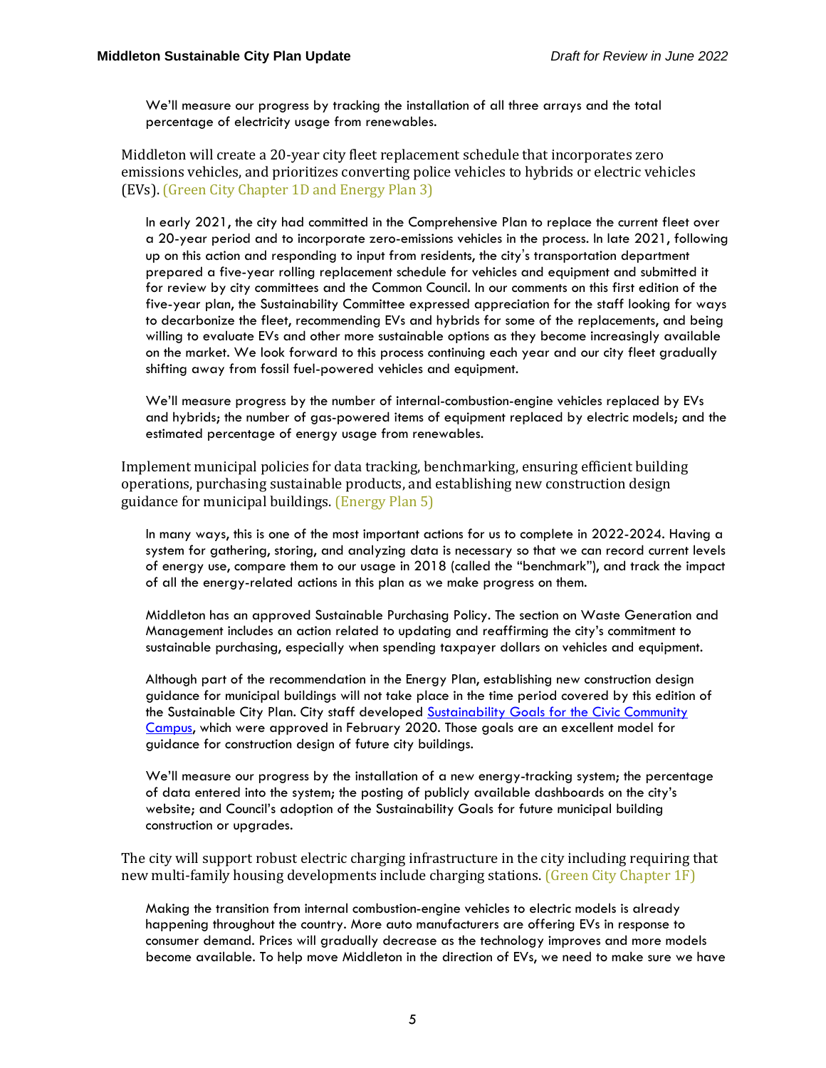We'll measure our progress by tracking the installation of all three arrays and the total percentage of electricity usage from renewables.

### Middleton will create a 20-year city fleet replacement schedule that incorporates zero emissions vehicles, and prioritizes converting police vehicles to hybrids or electric vehicles (EVs). (Green City Chapter 1D and Energy Plan 3)

In early 2021, the city had committed in the Comprehensive Plan to replace the current fleet over a 20-year period and to incorporate zero-emissions vehicles in the process. In late 2021, following up on this action and responding to input from residents, the city's transportation department prepared a five-year rolling replacement schedule for vehicles and equipment and submitted it for review by city committees and the Common Council. In our comments on this first edition of the five-year plan, the Sustainability Committee expressed appreciation for the staff looking for ways to decarbonize the fleet, recommending EVs and hybrids for some of the replacements, and being willing to evaluate EVs and other more sustainable options as they become increasingly available on the market. We look forward to this process continuing each year and our city fleet gradually shifting away from fossil fuel-powered vehicles and equipment.

We'll measure progress by the number of internal-combustion-engine vehicles replaced by EVs and hybrids; the number of gas-powered items of equipment replaced by electric models; and the estimated percentage of energy usage from renewables.

### Implement municipal policies for data tracking, benchmarking, ensuring efficient building operations, purchasing sustainable products, and establishing new construction design guidance for municipal buildings. (Energy Plan 5)

In many ways, this is one of the most important actions for us to complete in 2022-2024. Having a system for gathering, storing, and analyzing data is necessary so that we can record current levels of energy use, compare them to our usage in 2018 (called the "benchmark"), and track the impact of all the energy-related actions in this plan as we make progress on them.

Middleton has an approved Sustainable Purchasing Policy. The section on Waste Generation and Management includes an action related to updating and reaffirming the city's commitment to sustainable purchasing, especially when spending taxpayer dollars on vehicles and equipment.

Although part of the recommendation in the Energy Plan, establishing new construction design guidance for municipal buildings will not take place in the time period covered by this edition of the Sustainable City Plan. City staff developed [Sustainability Goals for the Civic Community Campus](), which were approved in February 2020. Those goals are an excellent model for guidance for construction design of future city buildings.

We'll measure our progress by the installation of a new energy-tracking system; the percentage of data entered into the system; the posting of publicly available dashboards on the city's website; and Council's adoption of the Sustainability Goals for future municipal building construction or upgrades.

### The city will support robust electric charging infrastructure in the city including requiring that new multi-family housing developments include charging stations. (Green City Chapter 1F)

Making the transition from internal combustion-engine vehicles to electric models is already happening throughout the country. More auto manufacturers are offering EVs in response to consumer demand. Prices will gradually decrease as the technology improves and more models become available. To help move Middleton in the direction of EVs, we need to make sure we have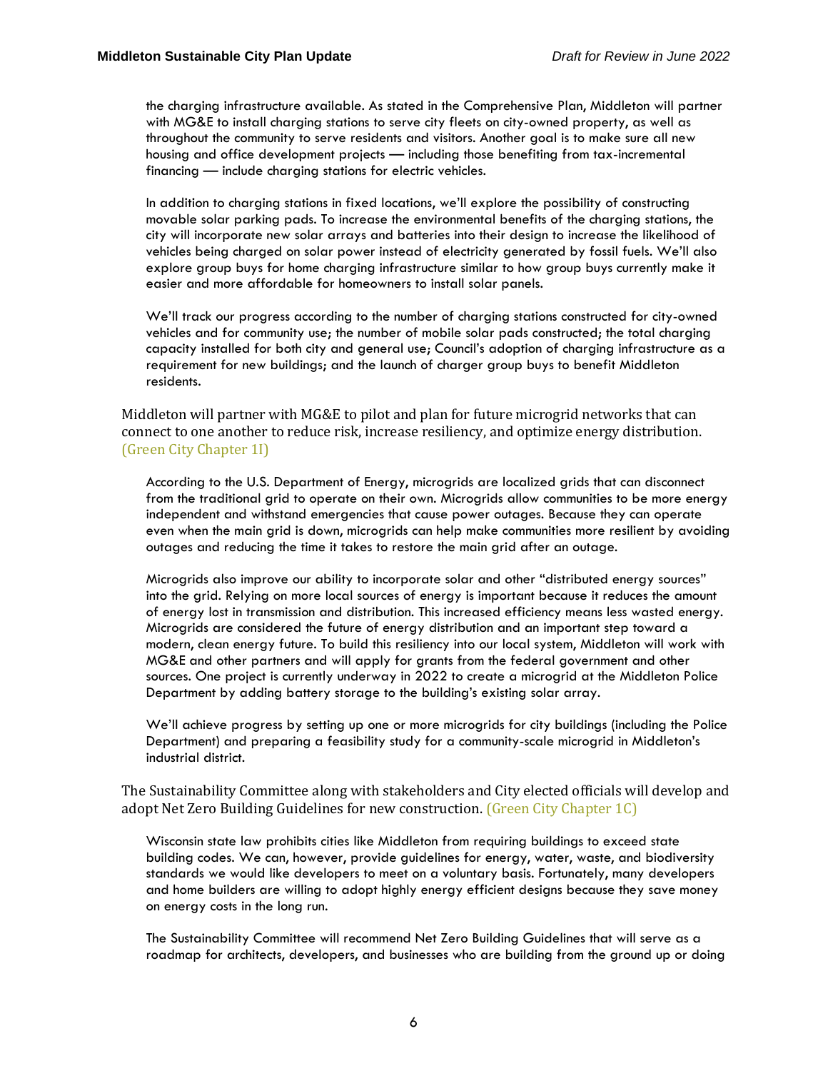the charging infrastructure available. As stated in the Comprehensive Plan, Middleton will partner with MG&E to install charging stations to serve city fleets on city-owned property, as well as throughout the community to serve residents and visitors. Another goal is to make sure all new housing and office development projects — including those benefiting from tax-incremental financing — include charging stations for electric vehicles.

In addition to charging stations in fixed locations, we'll explore the possibility of constructing movable solar parking pads. To increase the environmental benefits of the charging stations, the city will incorporate new solar arrays and batteries into their design to increase the likelihood of vehicles being charged on solar power instead of electricity generated by fossil fuels. We'll also explore group buys for home charging infrastructure similar to how group buys currently make it easier and more affordable for homeowners to install solar panels.

We'll track our progress according to the number of charging stations constructed for city-owned vehicles and for community use; the number of mobile solar pads constructed; the total charging capacity installed for both city and general use; Council's adoption of charging infrastructure as a requirement for new buildings; and the launch of charger group buys to benefit Middleton residents.

### Middleton will partner with MG&E to pilot and plan for future microgrid networks that can connect to one another to reduce risk, increase resiliency, and optimize energy distribution. (Green City Chapter 1I)

According to the U.S. Department of Energy, microgrids are localized grids that can disconnect from the traditional grid to operate on their own. Microgrids allow communities to be more energy independent and withstand emergencies that cause power outages. Because they can operate even when the main grid is down, microgrids can help make communities more resilient by avoiding outages and reducing the time it takes to restore the main grid after an outage.

Microgrids also improve our ability to incorporate solar and other "distributed energy sources" into the grid. Relying on more local sources of energy is important because it reduces the amount of energy lost in transmission and distribution. This increased efficiency means less wasted energy. Microgrids are considered the future of energy distribution and an important step toward a modern, clean energy future. To build this resiliency into our local system, Middleton will work with MG&E and other partners and will apply for grants from the federal government and other sources. One project is currently underway in 2022 to create a microgrid at the Middleton Police Department by adding battery storage to the building's existing solar array.

We'll achieve progress by setting up one or more microgrids for city buildings (including the Police Department) and preparing a feasibility study for a community-scale microgrid in Middleton's industrial district.

### The Sustainability Committee along with stakeholders and City elected officials will develop and adopt Net Zero Building Guidelines for new construction. (Green City Chapter 1C)

Wisconsin state law prohibits cities like Middleton from requiring buildings to exceed state building codes. We can, however, provide guidelines for energy, water, waste, and biodiversity standards we would like developers to meet on a voluntary basis. Fortunately, many developers and home builders are willing to adopt highly energy efficient designs because they save money on energy costs in the long run.

The Sustainability Committee will recommend Net Zero Building Guidelines that will serve as a roadmap for architects, developers, and businesses who are building from the ground up or doing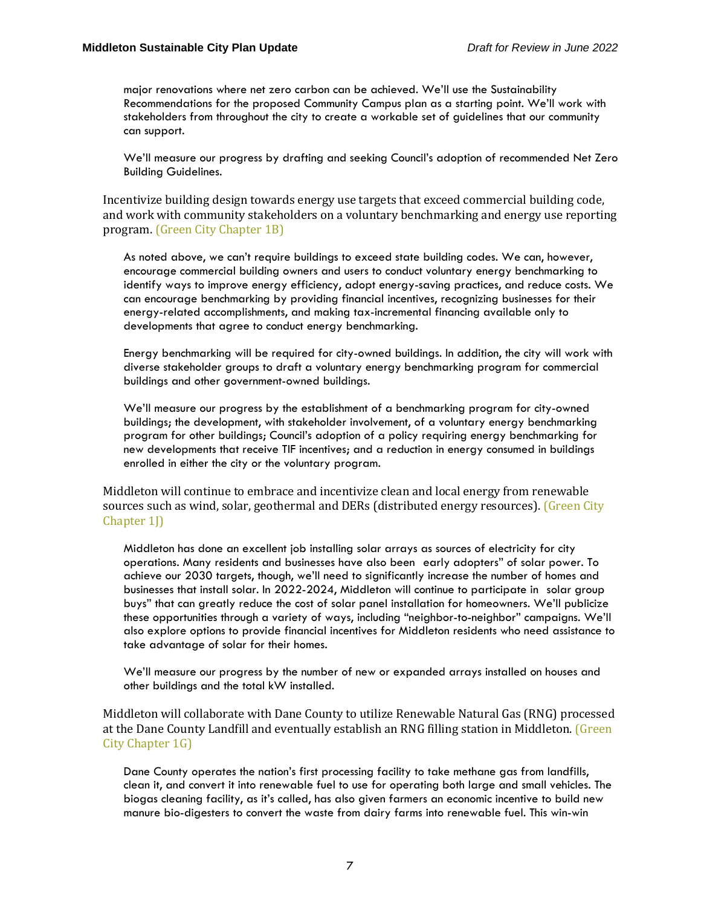major renovations where net zero carbon can be achieved. We'll use the Sustainability Recommendations for the proposed Community Campus plan as a starting point. We'll work with stakeholders from throughout the city to create a workable set of guidelines that our community can support.

We'll measure our progress by drafting and seeking Council's adoption of recommended Net Zero Building Guidelines.

### Incentivize building design towards energy use targets that exceed commercial building code, and work with community stakeholders on a voluntary benchmarking and energy use reporting program. (Green City Chapter 1B)

As noted above, we can't require buildings to exceed state building codes. We can, however, encourage commercial building owners and users to conduct voluntary energy benchmarking to identify ways to improve energy efficiency, adopt energy-saving practices, and reduce costs. We can encourage benchmarking by providing financial incentives, recognizing businesses for their energy-related accomplishments, and making tax-incremental financing available only to developments that agree to conduct energy benchmarking.

Energy benchmarking will be required for city-owned buildings. In addition, the city will work with diverse stakeholder groups to draft a voluntary energy benchmarking program for commercial buildings and other government-owned buildings.

We'll measure our progress by the establishment of a benchmarking program for city-owned buildings; the development, with stakeholder involvement, of a voluntary energy benchmarking program for other buildings; Council's adoption of a policy requiring energy benchmarking for new developments that receive TIF incentives; and a reduction in energy consumed in buildings enrolled in either the city or the voluntary program.

### Middleton will continue to embrace and incentivize clean and local energy from renewable sources such as wind, solar, geothermal and DERs (distributed energy resources). (Green City Chapter 1J)

Middleton has done an excellent job installing solar arrays as sources of electricity for city operations. Many residents and businesses have also been early adopters" of solar power. To achieve our 2030 targets, though, we'll need to significantly increase the number of homes and businesses that install solar. In 2022-2024, Middleton will continue to participate in solar group buys" that can greatly reduce the cost of solar panel installation for homeowners. We'll publicize these opportunities through a variety of ways, including "neighbor-to-neighbor" campaigns. We'll also explore options to provide financial incentives for Middleton residents who need assistance to take advantage of solar for their homes.

We'll measure our progress by the number of new or expanded arrays installed on houses and other buildings and the total kW installed.

### Middleton will collaborate with Dane County to utilize Renewable Natural Gas (RNG) processed at the Dane County Landfill and eventually establish an RNG filling station in Middleton. (Green City Chapter 1G)

Dane County operates the nation's first processing facility to take methane gas from landfills, clean it, and convert it into renewable fuel to use for operating both large and small vehicles. The biogas cleaning facility, as it's called, has also given farmers an economic incentive to build new manure bio-digesters to convert the waste from dairy farms into renewable fuel. This win-win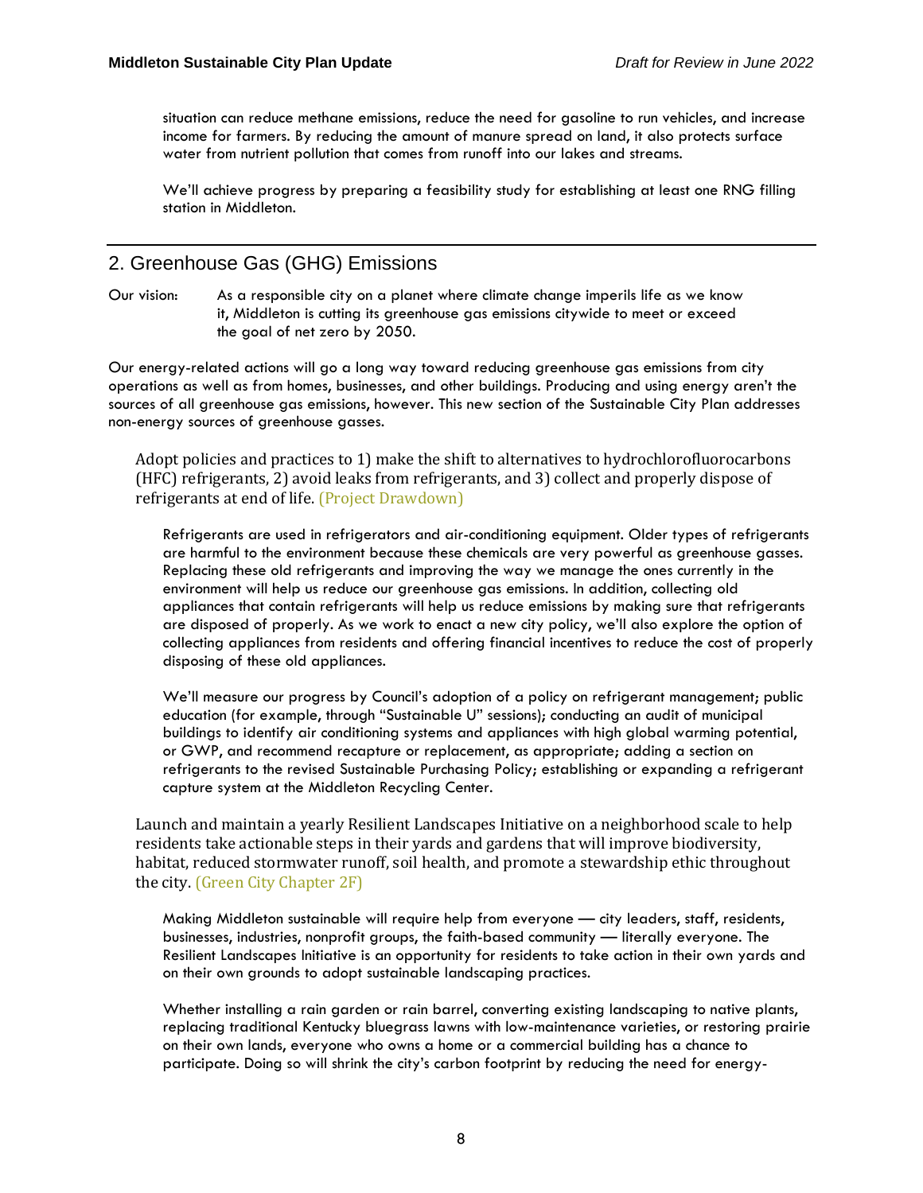situation can reduce methane emissions, reduce the need for gasoline to run vehicles, and increase income for farmers. By reducing the amount of manure spread on land, it also protects surface water from nutrient pollution that comes from runoff into our lakes and streams.

We'll achieve progress by preparing a feasibility study for establishing at least one RNG filling station in Middleton.

---

## 2. Greenhouse Gas (GHG) Emissions

Our vision: As a responsible city on a planet where climate change imperils life as we know it, Middleton is cutting its greenhouse gas emissions citywide to meet or exceed the goal of net zero by 2050.

Our energy-related actions will go a long way toward reducing greenhouse gas emissions from city operations as well as from homes, businesses, and other buildings. Producing and using energy aren't the sources of all greenhouse gas emissions, however. This new section of the Sustainable City Plan addresses non-energy sources of greenhouse gasses.

Adopt policies and practices to 1) make the shift to alternatives to hydrochlorofluorocarbons (HFC) refrigerants, 2) avoid leaks from refrigerants, and 3) collect and properly dispose of refrigerants at end of life. (Project Drawdown)

Refrigerants are used in refrigerators and air-conditioning equipment. Older types of refrigerants are harmful to the environment because these chemicals are very powerful as greenhouse gasses. Replacing these old refrigerants and improving the way we manage the ones currently in the environment will help us reduce our greenhouse gas emissions. In addition, collecting old appliances that contain refrigerants will help us reduce emissions by making sure that refrigerants are disposed of properly. As we work to enact a new city policy, we'll also explore the option of collecting appliances from residents and offering financial incentives to reduce the cost of properly disposing of these old appliances.

We'll measure our progress by Council's adoption of a policy on refrigerant management; public education (for example, through "Sustainable U" sessions); conducting an audit of municipal buildings to identify air conditioning systems and appliances with high global warming potential, or GWP, and recommend recapture or replacement, as appropriate; adding a section on refrigerants to the revised Sustainable Purchasing Policy; establishing or expanding a refrigerant capture system at the Middleton Recycling Center.

Launch and maintain a yearly Resilient Landscapes Initiative on a neighborhood scale to help residents take actionable steps in their yards and gardens that will improve biodiversity, habitat, reduced stormwater runoff, soil health, and promote a stewardship ethic throughout the city. (Green City Chapter 2F)

Making Middleton sustainable will require help from everyone — city leaders, staff, residents, businesses, industries, nonprofit groups, the faith-based community — literally everyone. The Resilient Landscapes Initiative is an opportunity for residents to take action in their own yards and on their own grounds to adopt sustainable landscaping practices.

Whether installing a rain garden or rain barrel, converting existing landscaping to native plants, replacing traditional Kentucky bluegrass lawns with low-maintenance varieties, or restoring prairie on their own lands, everyone who owns a home or a commercial building has a chance to participate. Doing so will shrink the city's carbon footprint by reducing the need for energy-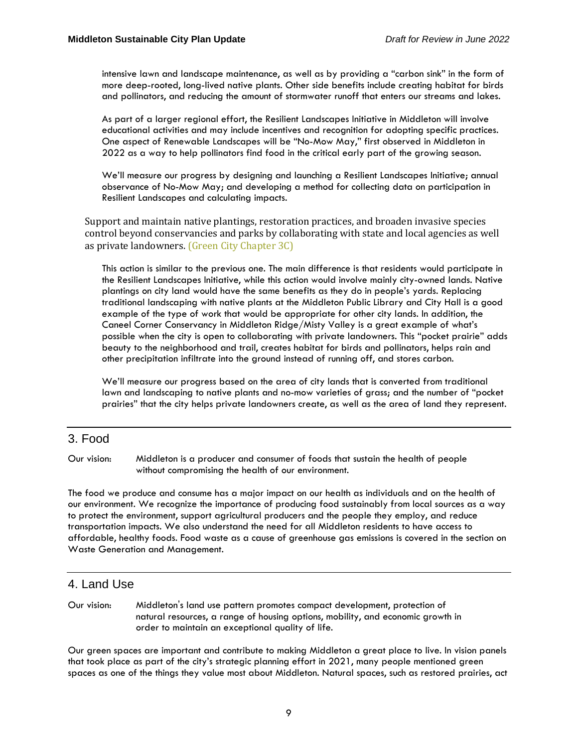intensive lawn and landscape maintenance, as well as by providing a "carbon sink" in the form of more deep-rooted, long-lived native plants. Other side benefits include creating habitat for birds and pollinators, and reducing the amount of stormwater runoff that enters our streams and lakes.

As part of a larger regional effort, the Resilient Landscapes Initiative in Middleton will involve educational activities and may include incentives and recognition for adopting specific practices. One aspect of Renewable Landscapes will be "No-Mow May," first observed in Middleton in 2022 as a way to help pollinators find food in the critical early part of the growing season.

We'll measure our progress by designing and launching a Resilient Landscapes Initiative; annual observance of No-Mow May; and developing a method for collecting data on participation in Resilient Landscapes and calculating impacts.

Support and maintain native plantings, restoration practices, and broaden invasive species control beyond conservancies and parks by collaborating with state and local agencies as well as private landowners. (Green City Chapter 3C)

This action is similar to the previous one. The main difference is that residents would participate in the Resilient Landscapes Initiative, while this action would involve mainly city-owned lands. Native plantings on city land would have the same benefits as they do in people's yards. Replacing traditional landscaping with native plants at the Middleton Public Library and City Hall is a good example of the type of work that would be appropriate for other city lands. In addition, the Caneel Corner Conservancy in Middleton Ridge/Misty Valley is a great example of what's possible when the city is open to collaborating with private landowners. This "pocket prairie" adds beauty to the neighborhood and trail, creates habitat for birds and pollinators, helps rain and other precipitation infiltrate into the ground instead of running off, and stores carbon.

We'll measure our progress based on the area of city lands that is converted from traditional lawn and landscaping to native plants and no-mow varieties of grass; and the number of "pocket prairies" that the city helps private landowners create, as well as the area of land they represent.

## 3. Food

Our vision: Middleton is a producer and consumer of foods that sustain the health of people without compromising the health of our environment.

The food we produce and consume has a major impact on our health as individuals and on the health of our environment. We recognize the importance of producing food sustainably from local sources as a way to protect the environment, support agricultural producers and the people they employ, and reduce transportation impacts. We also understand the need for all Middleton residents to have access to affordable, healthy foods. Food waste as a cause of greenhouse gas emissions is covered in the section on Waste Generation and Management.

## 4. Land Use

Our vision: Middleton's land use pattern promotes compact development, protection of natural resources, a range of housing options, mobility, and economic growth in order to maintain an exceptional quality of life.

Our green spaces are important and contribute to making Middleton a great place to live. In vision panels that took place as part of the city's strategic planning effort in 2021, many people mentioned green spaces as one of the things they value most about Middleton. Natural spaces, such as restored prairies, act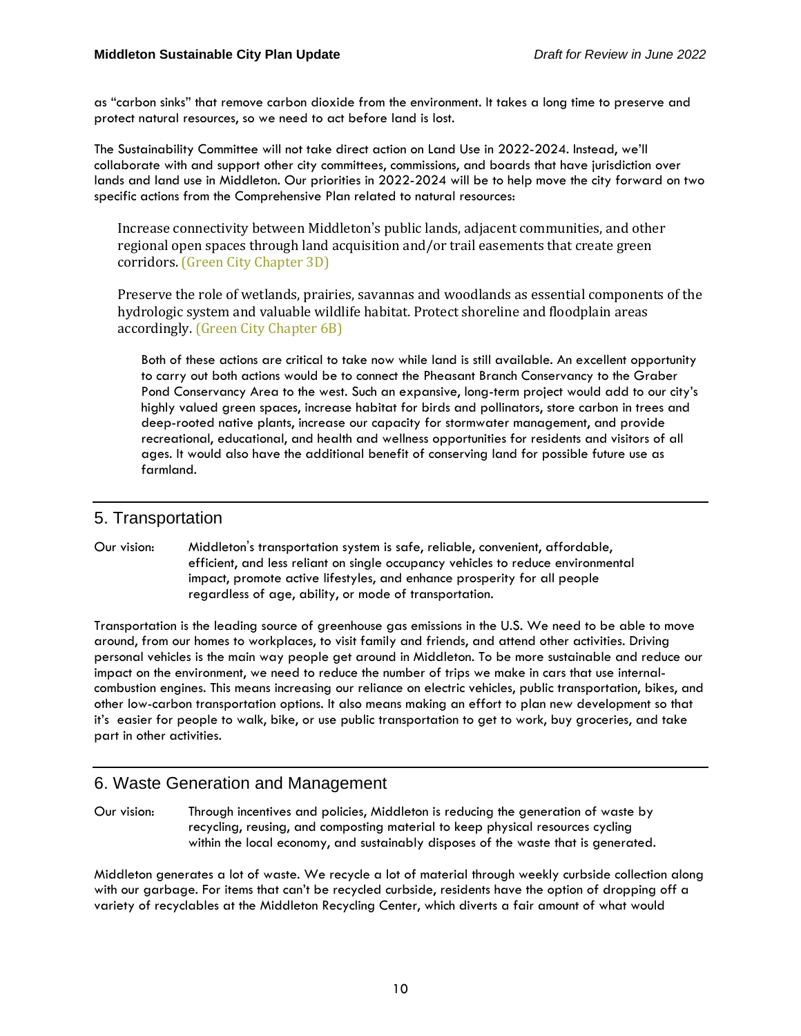as "carbon sinks" that remove carbon dioxide from the environment. It takes a long time to preserve and protect natural resources, so we need to act before land is lost.

The Sustainability Committee will not take direct action on Land Use in 2022-2024. Instead, we'll collaborate with and support other city committees, commissions, and boards that have jurisdiction over lands and land use in Middleton. Our priorities in 2022-2024 will be to help move the city forward on two specific actions from the Comprehensive Plan related to natural resources:

> Increase connectivity between Middleton's public lands, adjacent communities, and other regional open spaces through land acquisition and/or trail easements that create green corridors. (Green City Chapter 3D)
>
> Preserve the role of wetlands, prairies, savannas and woodlands as essential components of the hydrologic system and valuable wildlife habitat. Protect shoreline and floodplain areas accordingly. (Green City Chapter 6B)

Both of these actions are critical to take now while land is still available. An excellent opportunity to carry out both actions would be to connect the Pheasant Branch Conservancy to the Graber Pond Conservancy Area to the west. Such an expansive, long-term project would add to our city's highly valued green spaces, increase habitat for birds and pollinators, store carbon in trees and deep-rooted native plants, increase our capacity for stormwater management, and provide recreational, educational, and health and wellness opportunities for residents and visitors of all ages. It would also have the additional benefit of conserving land for possible future use as farmland.

## 5. Transportation

Our vision: Middleton's transportation system is safe, reliable, convenient, affordable, efficient, and less reliant on single occupancy vehicles to reduce environmental impact, promote active lifestyles, and enhance prosperity for all people regardless of age, ability, or mode of transportation.

Transportation is the leading source of greenhouse gas emissions in the U.S. We need to be able to move around, from our homes to workplaces, to visit family and friends, and attend other activities. Driving personal vehicles is the main way people get around in Middleton. To be more sustainable and reduce our impact on the environment, we need to reduce the number of trips we make in cars that use internal-combustion engines. This means increasing our reliance on electric vehicles, public transportation, bikes, and other low-carbon transportation options. It also means making an effort to plan new development so that it's easier for people to walk, bike, or use public transportation to get to work, buy groceries, and take part in other activities.

## 6. Waste Generation and Management

Our vision: Through incentives and policies, Middleton is reducing the generation of waste by recycling, reusing, and composting material to keep physical resources cycling within the local economy, and sustainably disposes of the waste that is generated.

Middleton generates a lot of waste. We recycle a lot of material through weekly curbside collection along with our garbage. For items that can't be recycled curbside, residents have the option of dropping off a variety of recyclables at the Middleton Recycling Center, which diverts a fair amount of what would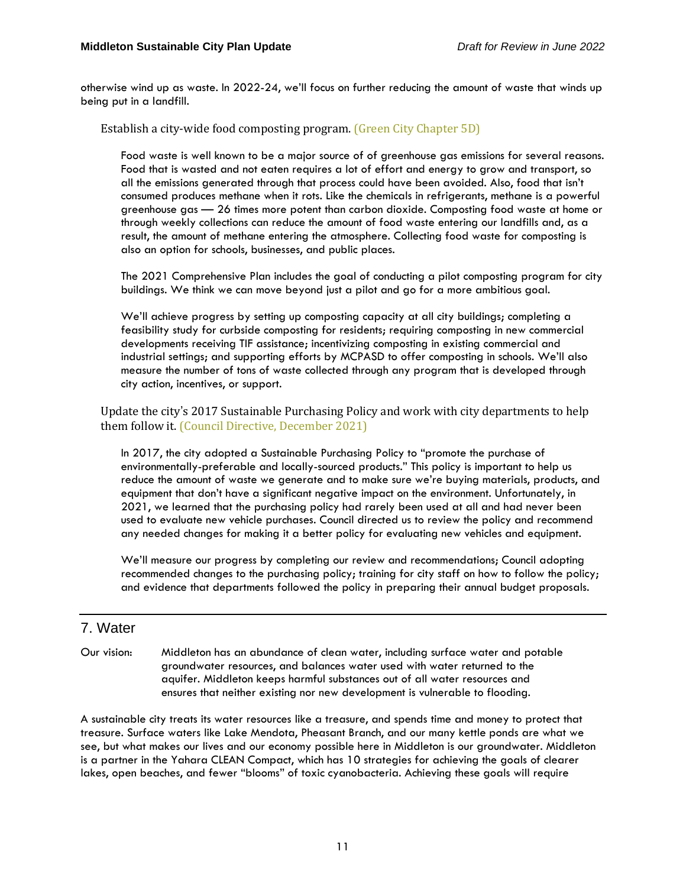otherwise wind up as waste. In 2022-24, we'll focus on further reducing the amount of waste that winds up being put in a landfill.

### Establish a city-wide food composting program. (Green City Chapter 5D)

Food waste is well known to be a major source of of greenhouse gas emissions for several reasons. Food that is wasted and not eaten requires a lot of effort and energy to grow and transport, so all the emissions generated through that process could have been avoided. Also, food that isn't consumed produces methane when it rots. Like the chemicals in refrigerants, methane is a powerful greenhouse gas — 26 times more potent than carbon dioxide. Composting food waste at home or through weekly collections can reduce the amount of food waste entering our landfills and, as a result, the amount of methane entering the atmosphere. Collecting food waste for composting is also an option for schools, businesses, and public places.

The 2021 Comprehensive Plan includes the goal of conducting a pilot composting program for city buildings. We think we can move beyond just a pilot and go for a more ambitious goal.

We'll achieve progress by setting up composting capacity at all city buildings; completing a feasibility study for curbside composting for residents; requiring composting in new commercial developments receiving TIF assistance; incentivizing composting in existing commercial and industrial settings; and supporting efforts by MCPASD to offer composting in schools. We'll also measure the number of tons of waste collected through any program that is developed through city action, incentives, or support.

### Update the city's 2017 Sustainable Purchasing Policy and work with city departments to help them follow it. (Council Directive, December 2021)

In 2017, the city adopted a Sustainable Purchasing Policy to "promote the purchase of environmentally-preferable and locally-sourced products." This policy is important to help us reduce the amount of waste we generate and to make sure we're buying materials, products, and equipment that don't have a significant negative impact on the environment. Unfortunately, in 2021, we learned that the purchasing policy had rarely been used at all and had never been used to evaluate new vehicle purchases. Council directed us to review the policy and recommend any needed changes for making it a better policy for evaluating new vehicles and equipment.

We'll measure our progress by completing our review and recommendations; Council adopting recommended changes to the purchasing policy; training for city staff on how to follow the policy; and evidence that departments followed the policy in preparing their annual budget proposals.

---

## 7. Water

Our vision: Middleton has an abundance of clean water, including surface water and potable groundwater resources, and balances water used with water returned to the aquifer. Middleton keeps harmful substances out of all water resources and ensures that neither existing nor new development is vulnerable to flooding.

A sustainable city treats its water resources like a treasure, and spends time and money to protect that treasure. Surface waters like Lake Mendota, Pheasant Branch, and our many kettle ponds are what we see, but what makes our lives and our economy possible here in Middleton is our groundwater. Middleton is a partner in the Yahara CLEAN Compact, which has 10 strategies for achieving the goals of clearer lakes, open beaches, and fewer "blooms" of toxic cyanobacteria. Achieving these goals will require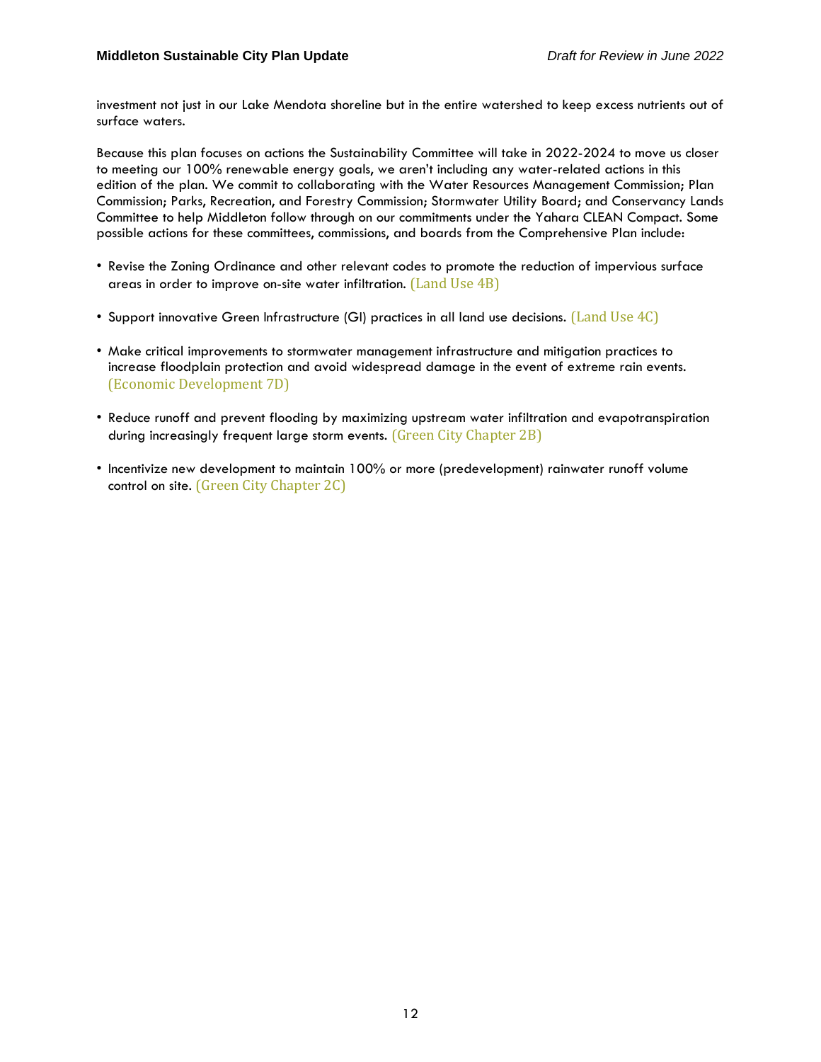investment not just in our Lake Mendota shoreline but in the entire watershed to keep excess nutrients out of surface waters.

Because this plan focuses on actions the Sustainability Committee will take in 2022-2024 to move us closer to meeting our 100% renewable energy goals, we aren't including any water-related actions in this edition of the plan. We commit to collaborating with the Water Resources Management Commission; Plan Commission; Parks, Recreation, and Forestry Commission; Stormwater Utility Board; and Conservancy Lands Committee to help Middleton follow through on our commitments under the Yahara CLEAN Compact. Some possible actions for these committees, commissions, and boards from the Comprehensive Plan include:

- Revise the Zoning Ordinance and other relevant codes to promote the reduction of impervious surface areas in order to improve on-site water infiltration. (Land Use 4B)
- Support innovative Green Infrastructure (GI) practices in all land use decisions. (Land Use 4C)
- Make critical improvements to stormwater management infrastructure and mitigation practices to increase floodplain protection and avoid widespread damage in the event of extreme rain events. (Economic Development 7D)
- Reduce runoff and prevent flooding by maximizing upstream water infiltration and evapotranspiration during increasingly frequent large storm events. (Green City Chapter 2B)
- Incentivize new development to maintain 100% or more (predevelopment) rainwater runoff volume control on site. (Green City Chapter 2C)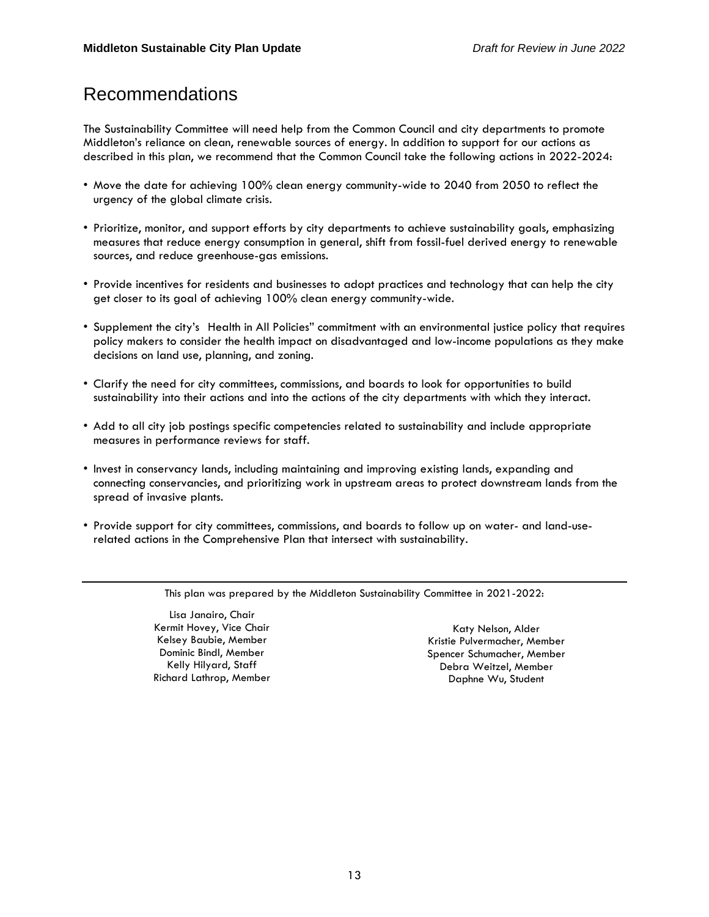# Recommendations

The Sustainability Committee will need help from the Common Council and city departments to promote Middleton's reliance on clean, renewable sources of energy. In addition to support for our actions as described in this plan, we recommend that the Common Council take the following actions in 2022-2024:

- Move the date for achieving 100% clean energy community-wide to 2040 from 2050 to reflect the urgency of the global climate crisis.
- Prioritize, monitor, and support efforts by city departments to achieve sustainability goals, emphasizing measures that reduce energy consumption in general, shift from fossil-fuel derived energy to renewable sources, and reduce greenhouse-gas emissions.
- Provide incentives for residents and businesses to adopt practices and technology that can help the city get closer to its goal of achieving 100% clean energy community-wide.
- Supplement the city's  Health in All Policies" commitment with an environmental justice policy that requires policy makers to consider the health impact on disadvantaged and low-income populations as they make decisions on land use, planning, and zoning.
- Clarify the need for city committees, commissions, and boards to look for opportunities to build sustainability into their actions and into the actions of the city departments with which they interact.
- Add to all city job postings specific competencies related to sustainability and include appropriate measures in performance reviews for staff.
- Invest in conservancy lands, including maintaining and improving existing lands, expanding and connecting conservancies, and prioritizing work in upstream areas to protect downstream lands from the spread of invasive plants.
- Provide support for city committees, commissions, and boards to follow up on water- and land-use-related actions in the Comprehensive Plan that intersect with sustainability.

---

This plan was prepared by the Middleton Sustainability Committee in 2021-2022:

Lisa Janairo, Chair
Kermit Hovey, Vice Chair
Kelsey Baubie, Member
Dominic Bindl, Member
Kelly Hilyard, Staff
Richard Lathrop, Member

Katy Nelson, Alder
Kristie Pulvermacher, Member
Spencer Schumacher, Member
Debra Weitzel, Member
Daphne Wu, Student